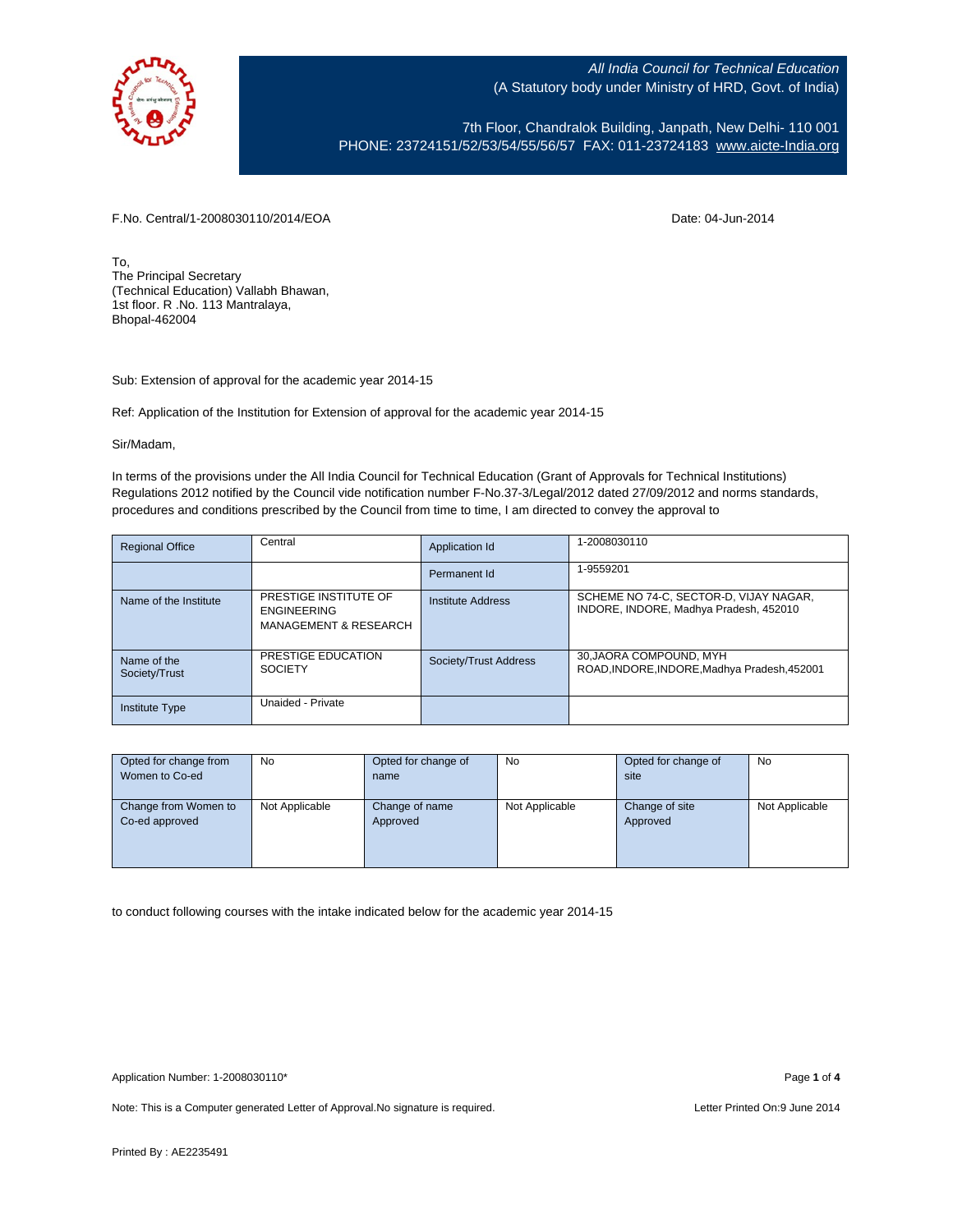All India Council for Technical Education
(A Statutory body under Ministry of HRD, Govt. of India)

7th Floor, Chandralok Building, Janpath, New Delhi- 110 001
PHONE: 23724151/52/53/54/55/56/57 FAX: 011-23724183 www.aicte-India.org

F.No. Central/1-2008030110/2014/EOA

Date: 04-Jun-2014

To,
The Principal Secretary
(Technical Education) Vallabh Bhawan,
1st floor. R .No. 113 Mantralaya,
Bhopal-462004

Sub: Extension of approval for the academic year 2014-15

Ref: Application of the Institution for Extension of approval for the academic year 2014-15

Sir/Madam,

In terms of the provisions under the All India Council for Technical Education (Grant of Approvals for Technical Institutions) Regulations 2012 notified by the Council vide notification number F-No.37-3/Legal/2012 dated 27/09/2012 and norms standards, procedures and conditions prescribed by the Council from time to time, I am directed to convey the approval to

| Regional Office | Central | Application Id | 1-2008030110 |
|---|---|---|---|
| | | Permanent Id | 1-9559201 |
| Name of the Institute | PRESTIGE INSTITUTE OF ENGINEERING MANAGEMENT & RESEARCH | Institute Address | SCHEME NO 74-C, SECTOR-D, VIJAY NAGAR, INDORE, INDORE, Madhya Pradesh, 452010 |
| Name of the Society/Trust | PRESTIGE EDUCATION SOCIETY | Society/Trust Address | 30,JAORA COMPOUND, MYH ROAD,INDORE,INDORE,Madhya Pradesh,452001 |
| Institute Type | Unaided - Private | | |

| Opted for change from Women to Co-ed | No | Opted for change of name | No | Opted for change of site | No |
|---|---|---|---|---|---|
| Change from Women to Co-ed approved | Not Applicable | Change of name Approved | Not Applicable | Change of site Approved | Not Applicable |

to conduct following courses with the intake indicated below for the academic year 2014-15

Application Number: 1-2008030110*

Note: This is a Computer generated Letter of Approval.No signature is required.

Letter Printed On:9 June 2014

Printed By : AE2235491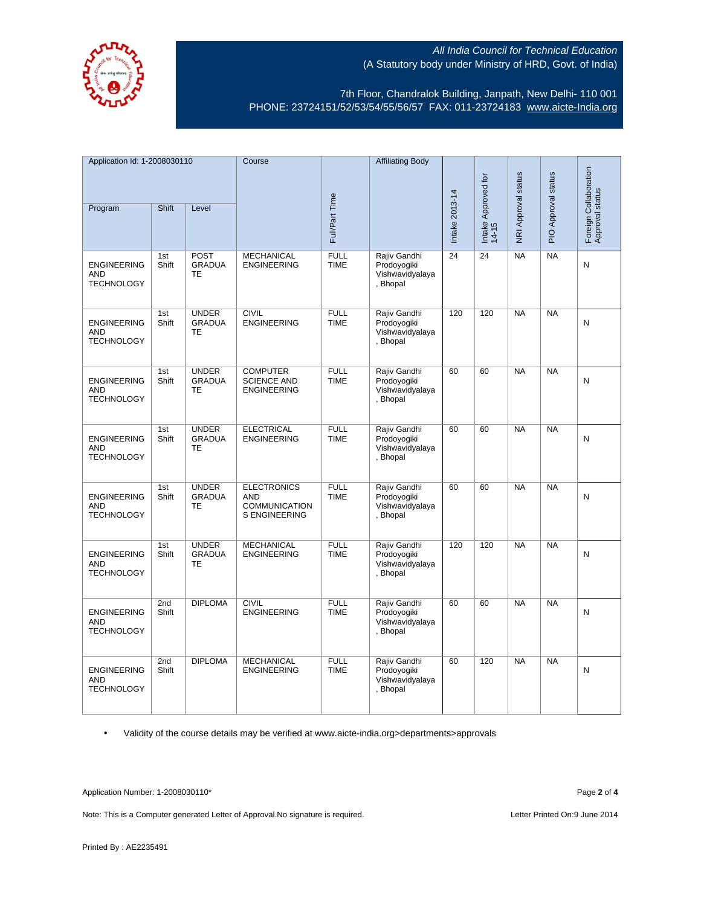All India Council for Technical Education
(A Statutory body under Ministry of HRD, Govt. of India)

7th Floor, Chandralok Building, Janpath, New Delhi- 110 001
PHONE: 23724151/52/53/54/55/56/57 FAX: 011-23724183 www.aicte-India.org

| Application Id: 1-2008030110 | | | Course | Full/Part Time | Affiliating Body | Intake 2013-14 | Intake Approved for 14-15 | NRI Approval status | PIO Approval status | Foreign Collaboration Approval status |
|---|---|---|---|---|---|---|---|---|---|---|
| Program | Shift | Level | | | | | | | | |
| ENGINEERING AND TECHNOLOGY | 1st Shift | POST GRADUATE | MECHANICAL ENGINEERING | FULL TIME | Rajiv Gandhi Prodoyogiki Vishwavidyalaya , Bhopal | 24 | 24 | NA | NA | N |
| ENGINEERING AND TECHNOLOGY | 1st Shift | UNDER GRADUATE | CIVIL ENGINEERING | FULL TIME | Rajiv Gandhi Prodoyogiki Vishwavidyalaya , Bhopal | 120 | 120 | NA | NA | N |
| ENGINEERING AND TECHNOLOGY | 1st Shift | UNDER GRADUATE | COMPUTER SCIENCE AND ENGINEERING | FULL TIME | Rajiv Gandhi Prodoyogiki Vishwavidyalaya , Bhopal | 60 | 60 | NA | NA | N |
| ENGINEERING AND TECHNOLOGY | 1st Shift | UNDER GRADUATE | ELECTRICAL ENGINEERING | FULL TIME | Rajiv Gandhi Prodoyogiki Vishwavidyalaya , Bhopal | 60 | 60 | NA | NA | N |
| ENGINEERING AND TECHNOLOGY | 1st Shift | UNDER GRADUATE | ELECTRONICS AND COMMUNICATIONS ENGINEERING | FULL TIME | Rajiv Gandhi Prodoyogiki Vishwavidyalaya , Bhopal | 60 | 60 | NA | NA | N |
| ENGINEERING AND TECHNOLOGY | 1st Shift | UNDER GRADUATE | MECHANICAL ENGINEERING | FULL TIME | Rajiv Gandhi Prodoyogiki Vishwavidyalaya , Bhopal | 120 | 120 | NA | NA | N |
| ENGINEERING AND TECHNOLOGY | 2nd Shift | DIPLOMA | CIVIL ENGINEERING | FULL TIME | Rajiv Gandhi Prodoyogiki Vishwavidyalaya , Bhopal | 60 | 60 | NA | NA | N |
| ENGINEERING AND TECHNOLOGY | 2nd Shift | DIPLOMA | MECHANICAL ENGINEERING | FULL TIME | Rajiv Gandhi Prodoyogiki Vishwavidyalaya , Bhopal | 60 | 120 | NA | NA | N |

- Validity of the course details may be verified at www.aicte-india.org>departments>approvals

Application Number: 1-2008030110*

Note: This is a Computer generated Letter of Approval.No signature is required.

Letter Printed On:9 June 2014

Printed By : AE2235491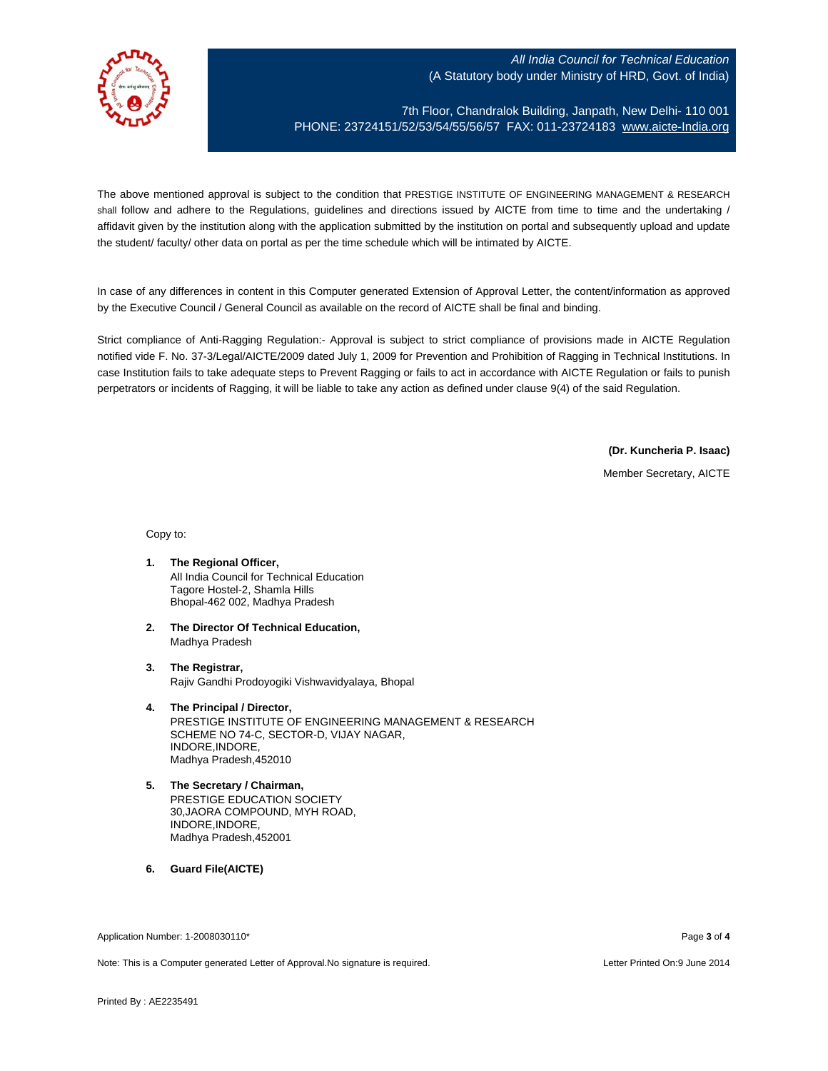The above mentioned approval is subject to the condition that PRESTIGE INSTITUTE OF ENGINEERING MANAGEMENT & RESEARCH shall follow and adhere to the Regulations, guidelines and directions issued by AICTE from time to time and the undertaking / affidavit given by the institution along with the application submitted by the institution on portal and subsequently upload and update the student/ faculty/ other data on portal as per the time schedule which will be intimated by AICTE.

In case of any differences in content in this Computer generated Extension of Approval Letter, the content/information as approved by the Executive Council / General Council as available on the record of AICTE shall be final and binding.

Strict compliance of Anti-Ragging Regulation:- Approval is subject to strict compliance of provisions made in AICTE Regulation notified vide F. No. 37-3/Legal/AICTE/2009 dated July 1, 2009 for Prevention and Prohibition of Ragging in Technical Institutions. In case Institution fails to take adequate steps to Prevent Ragging or fails to act in accordance with AICTE Regulation or fails to punish perpetrators or incidents of Ragging, it will be liable to take any action as defined under clause 9(4) of the said Regulation.

**(Dr. Kuncheria P. Isaac)**

Member Secretary, AICTE

Copy to:

1. **The Regional Officer,**
   All India Council for Technical Education
   Tagore Hostel-2, Shamla Hills
   Bhopal-462 002, Madhya Pradesh

2. **The Director Of Technical Education,**
   Madhya Pradesh

3. **The Registrar,**
   Rajiv Gandhi Prodoyogiki Vishwavidyalaya, Bhopal

4. **The Principal / Director,**
   PRESTIGE INSTITUTE OF ENGINEERING MANAGEMENT & RESEARCH
   SCHEME NO 74-C, SECTOR-D, VIJAY NAGAR,
   INDORE,INDORE,
   Madhya Pradesh,452010

5. **The Secretary / Chairman,**
   PRESTIGE EDUCATION SOCIETY
   30,JAORA COMPOUND, MYH ROAD,
   INDORE,INDORE,
   Madhya Pradesh,452001

6. **Guard File(AICTE)**

Application Number: 1-2008030110*

Note: This is a Computer generated Letter of Approval.No signature is required.

Letter Printed On:9 June 2014

Printed By : AE2235491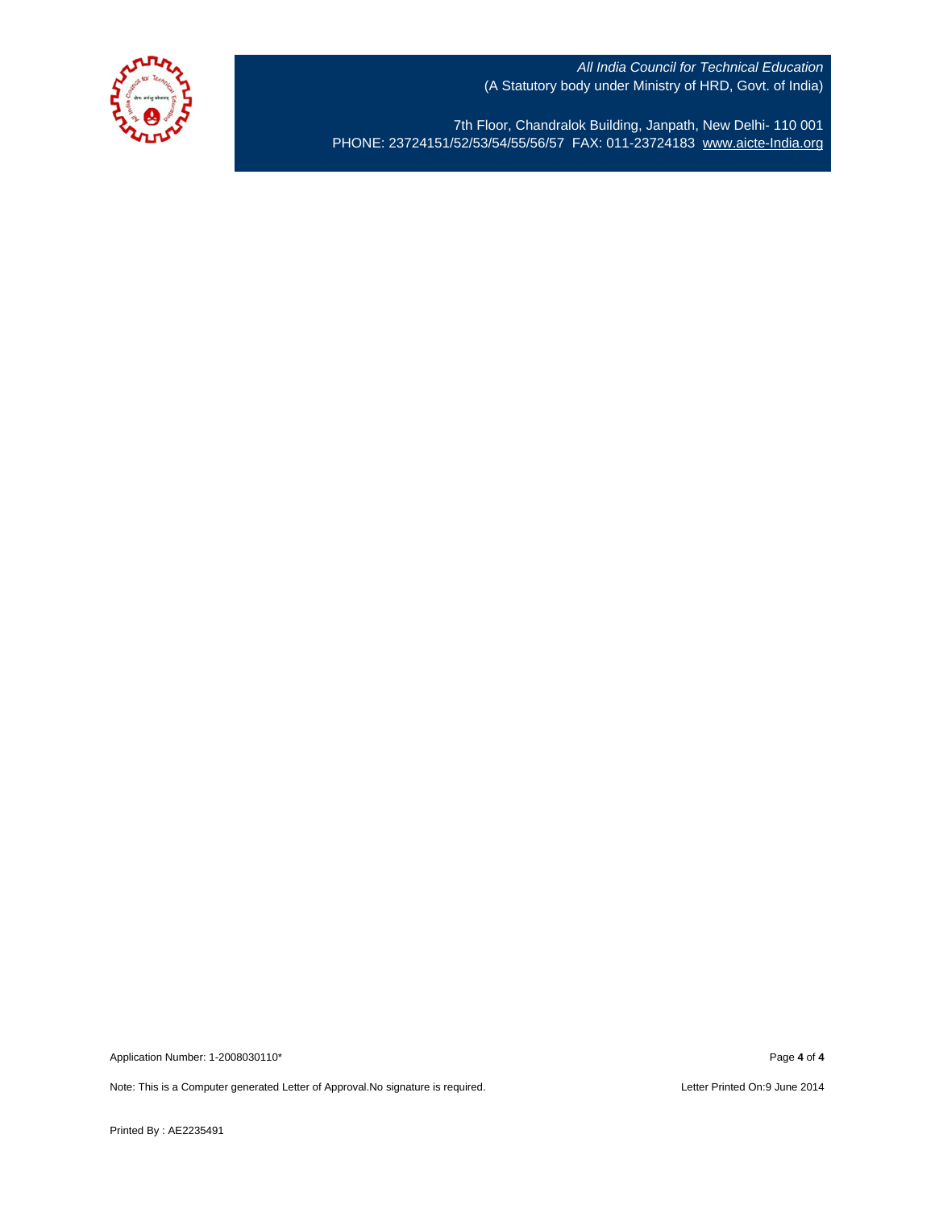*All India Council for Technical Education*
(A Statutory body under Ministry of HRD, Govt. of India)

7th Floor, Chandralok Building, Janpath, New Delhi- 110 001
PHONE: 23724151/52/53/54/55/56/57 FAX: 011-23724183 www.aicte-India.org

Application Number: 1-2008030110*

Note: This is a Computer generated Letter of Approval.No signature is required.

Letter Printed On:9 June 2014

Printed By : AE2235491